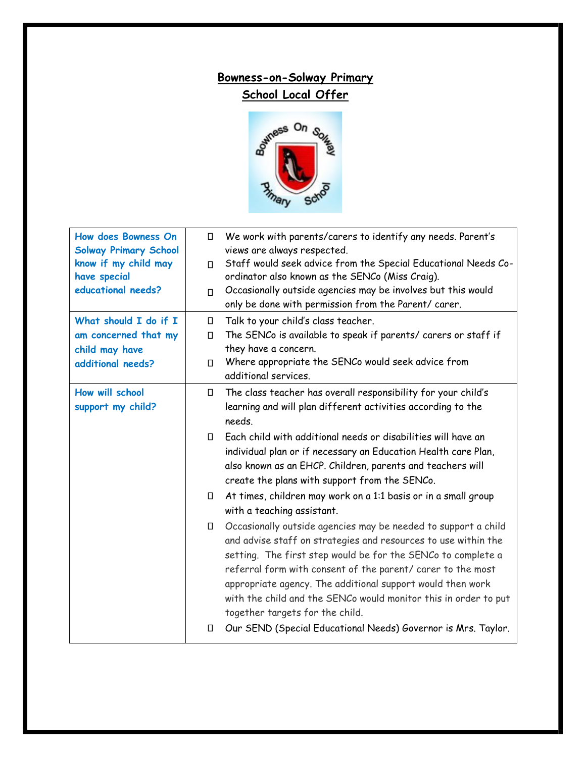# Bowness-on-Solway Primary School Local Offer

| | |
|---|---|
| **How does Bowness On Solway Primary School know if my child may have special educational needs?** | • We work with parents/carers to identify any needs. Parent's views are always respected.<br>• Staff would seek advice from the Special Educational Needs Co-ordinator also known as the SENCo (Miss Craig).<br>• Occasionally outside agencies may be involves but this would only be done with permission from the Parent/ carer. |
| **What should I do if I am concerned that my child may have additional needs?** | • Talk to your child's class teacher.<br>• The SENCo is available to speak if parents/ carers or staff if they have a concern.<br>• Where appropriate the SENCo would seek advice from additional services. |
| **How will school support my child?** | • The class teacher has overall responsibility for your child's learning and will plan different activities according to the needs.<br>• Each child with additional needs or disabilities will have an individual plan or if necessary an Education Health care Plan, also known as an EHCP. Children, parents and teachers will create the plans with support from the SENCo.<br>• At times, children may work on a 1:1 basis or in a small group with a teaching assistant.<br>• Occasionally outside agencies may be needed to support a child and advise staff on strategies and resources to use within the setting. The first step would be for the SENCo to complete a referral form with consent of the parent/ carer to the most appropriate agency. The additional support would then work with the child and the SENCo would monitor this in order to put together targets for the child.<br>• Our SEND (Special Educational Needs) Governor is Mrs. Taylor. |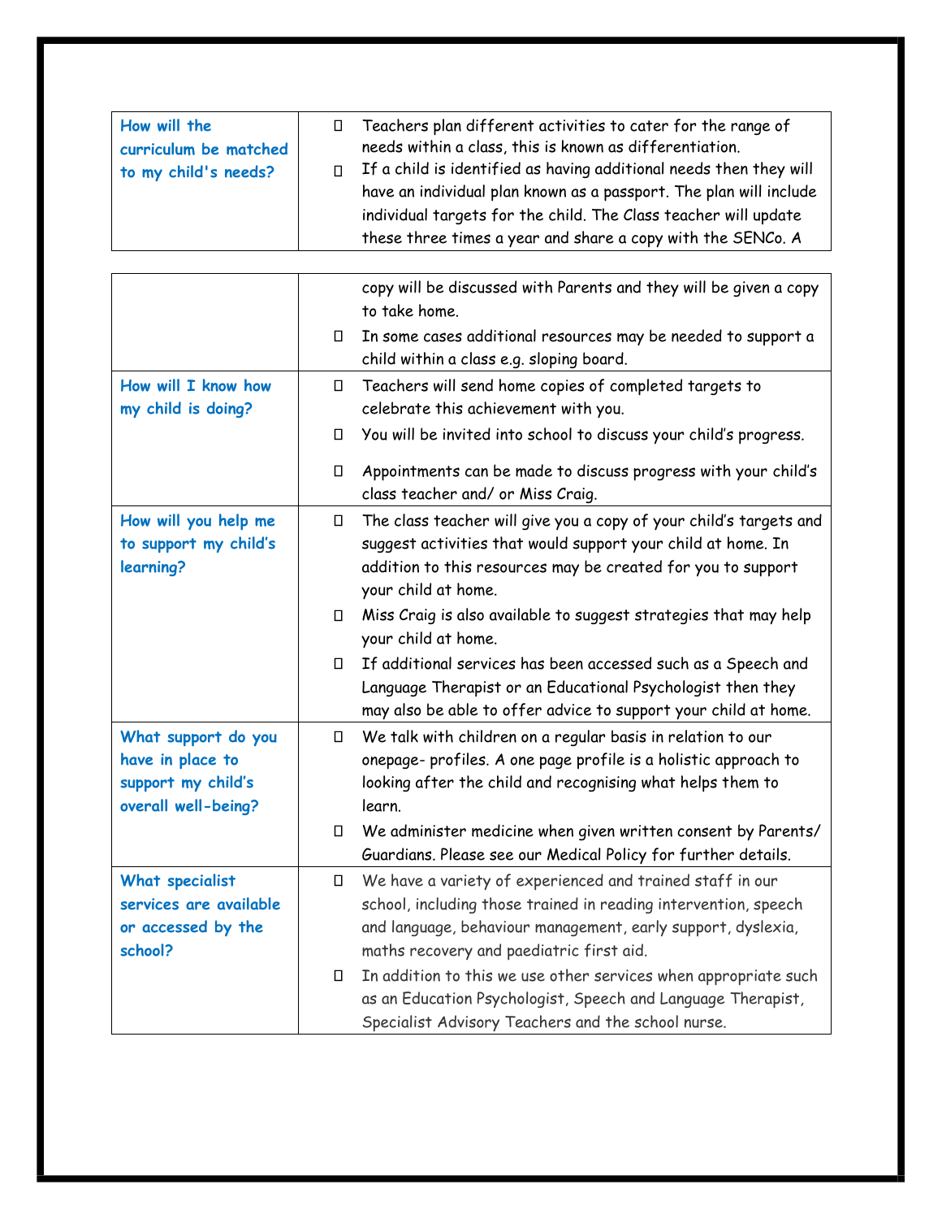| | |
|---|---|
| **How will the curriculum be matched to my child's needs?** | - Teachers plan different activities to cater for the range of needs within a class, this is known as differentiation.<br>- If a child is identified as having additional needs then they will have an individual plan known as a passport. The plan will include individual targets for the child. The Class teacher will update these three times a year and share a copy with the SENCo. A copy will be discussed with Parents and they will be given a copy to take home.<br>- In some cases additional resources may be needed to support a child within a class e.g. sloping board. |
| **How will I know how my child is doing?** | - Teachers will send home copies of completed targets to celebrate this achievement with you.<br>- You will be invited into school to discuss your child's progress.<br>- Appointments can be made to discuss progress with your child's class teacher and/ or Miss Craig. |
| **How will you help me to support my child's learning?** | - The class teacher will give you a copy of your child's targets and suggest activities that would support your child at home. In addition to this resources may be created for you to support your child at home.<br>- Miss Craig is also available to suggest strategies that may help your child at home.<br>- If additional services has been accessed such as a Speech and Language Therapist or an Educational Psychologist then they may also be able to offer advice to support your child at home. |
| **What support do you have in place to support my child's overall well-being?** | - We talk with children on a regular basis in relation to our onepage- profiles. A one page profile is a holistic approach to looking after the child and recognising what helps them to learn.<br>- We administer medicine when given written consent by Parents/ Guardians. Please see our Medical Policy for further details. |
| **What specialist services are available or accessed by the school?** | - We have a variety of experienced and trained staff in our school, including those trained in reading intervention, speech and language, behaviour management, early support, dyslexia, maths recovery and paediatric first aid.<br>- In addition to this we use other services when appropriate such as an Education Psychologist, Speech and Language Therapist, Specialist Advisory Teachers and the school nurse. |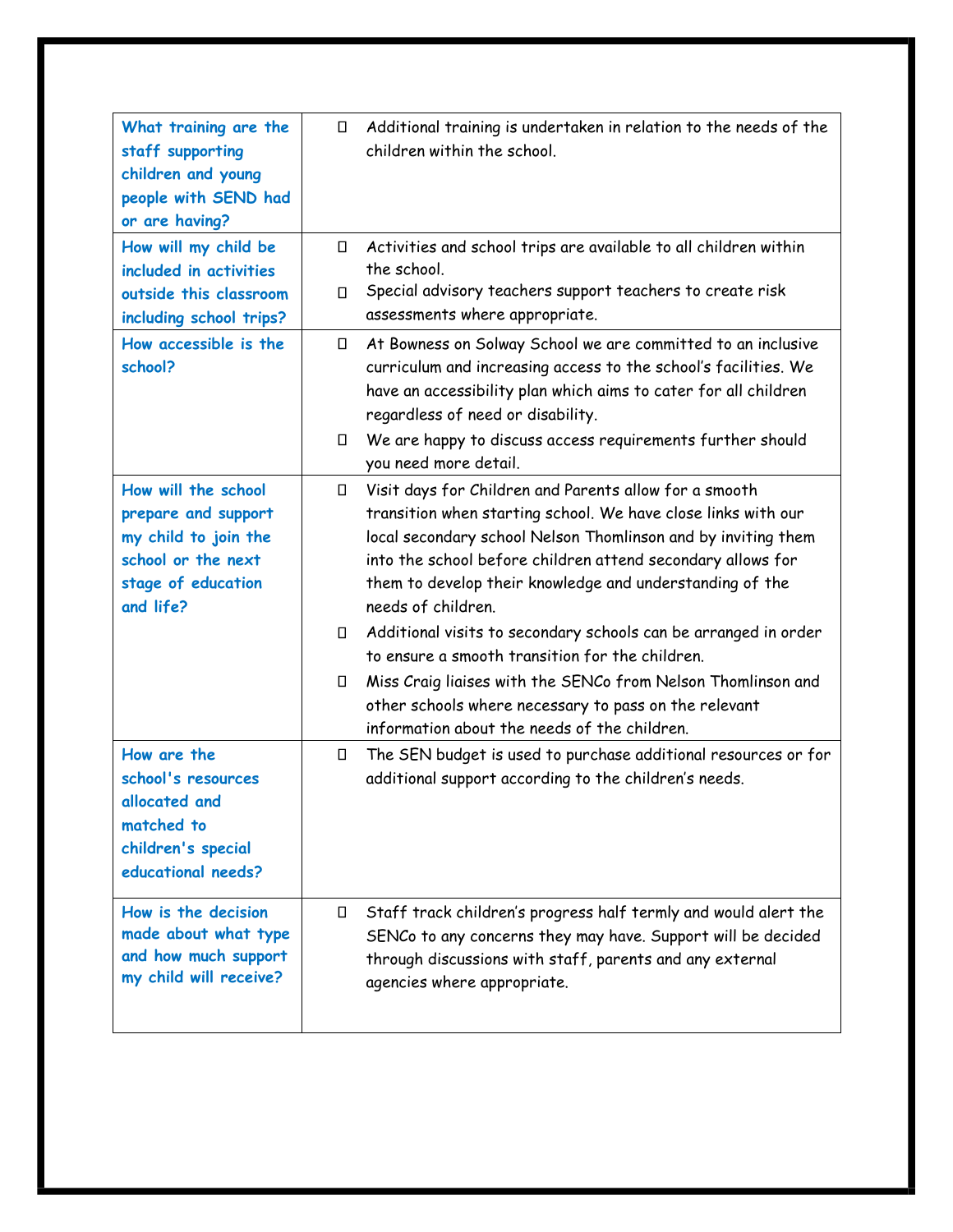| | |
|---|---|
| **What training are the staff supporting children and young people with SEND had or are having?** | • Additional training is undertaken in relation to the needs of the children within the school. |
| **How will my child be included in activities outside this classroom including school trips?** | • Activities and school trips are available to all children within the school.<br>• Special advisory teachers support teachers to create risk assessments where appropriate. |
| **How accessible is the school?** | • At Bowness on Solway School we are committed to an inclusive curriculum and increasing access to the school's facilities. We have an accessibility plan which aims to cater for all children regardless of need or disability.<br>• We are happy to discuss access requirements further should you need more detail. |
| **How will the school prepare and support my child to join the school or the next stage of education and life?** | • Visit days for Children and Parents allow for a smooth transition when starting school. We have close links with our local secondary school Nelson Thomlinson and by inviting them into the school before children attend secondary allows for them to develop their knowledge and understanding of the needs of children.<br>• Additional visits to secondary schools can be arranged in order to ensure a smooth transition for the children.<br>• Miss Craig liaises with the SENCo from Nelson Thomlinson and other schools where necessary to pass on the relevant information about the needs of the children. |
| **How are the school's resources allocated and matched to children's special educational needs?** | • The SEN budget is used to purchase additional resources or for additional support according to the children's needs. |
| **How is the decision made about what type and how much support my child will receive?** | • Staff track children's progress half termly and would alert the SENCo to any concerns they may have. Support will be decided through discussions with staff, parents and any external agencies where appropriate. |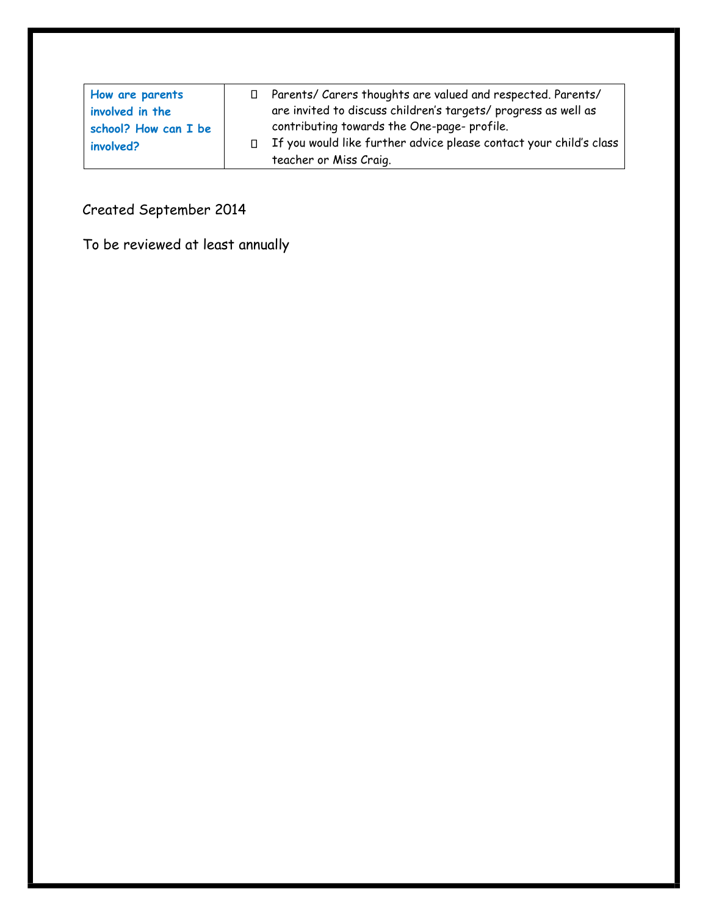| | |
|---|---|
| **How are parents involved in the school? How can I be involved?** | • Parents/ Carers thoughts are valued and respected. Parents/ are invited to discuss children's targets/ progress as well as contributing towards the One-page- profile.<br>• If you would like further advice please contact your child's class teacher or Miss Craig. |

Created September 2014

To be reviewed at least annually